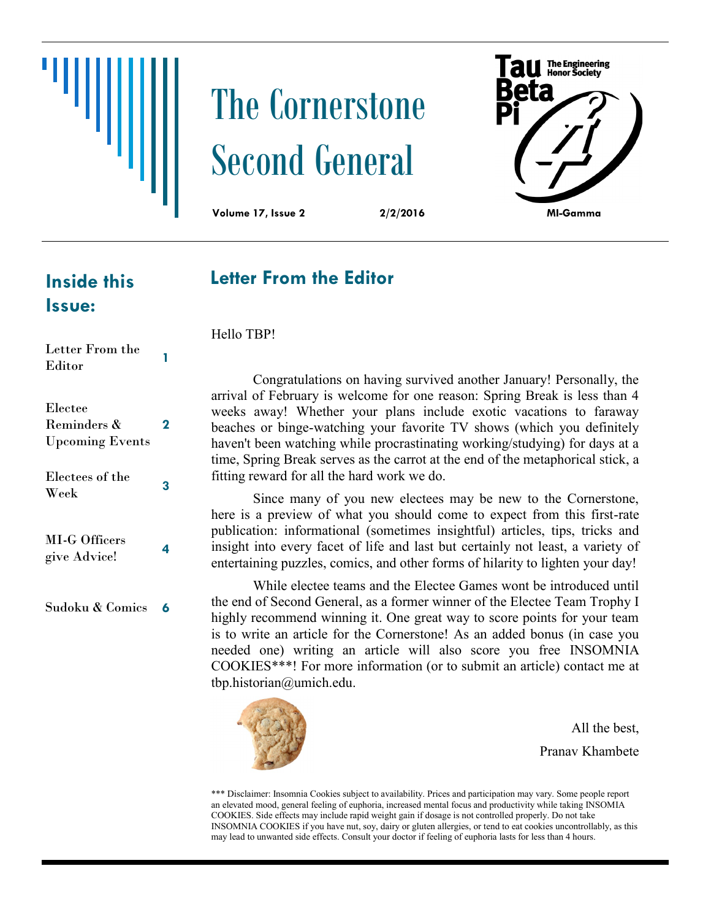# The Cornerstone Second General

**Volume 17, Issue 2** **2/2/2016**

Tau Beta Pi — The Engineering Honor Society

MI-Gamma

## Inside this Issue:

| | |
|---|---|
| Letter From the Editor | 1 |
| Electee Reminders & Upcoming Events | 2 |
| Electees of the Week | 3 |
| MI-G Officers give Advice! | 4 |
| Sudoku & Comics | 6 |

## Letter From the Editor

Hello TBP!

Congratulations on having survived another January! Personally, the arrival of February is welcome for one reason: Spring Break is less than 4 weeks away! Whether your plans include exotic vacations to faraway beaches or binge-watching your favorite TV shows (which you definitely haven't been watching while procrastinating working/studying) for days at a time, Spring Break serves as the carrot at the end of the metaphorical stick, a fitting reward for all the hard work we do.

Since many of you new electees may be new to the Cornerstone, here is a preview of what you should come to expect from this first-rate publication: informational (sometimes insightful) articles, tips, tricks and insight into every facet of life and last but certainly not least, a variety of entertaining puzzles, comics, and other forms of hilarity to lighten your day!

While electee teams and the Electee Games wont be introduced until the end of Second General, as a former winner of the Electee Team Trophy I highly recommend winning it. One great way to score points for your team is to write an article for the Cornerstone! As an added bonus (in case you needed one) writing an article will also score you free INSOMNIA COOKIES***! For more information (or to submit an article) contact me at tbp.historian@umich.edu.

All the best,

Pranav Khambete

*** Disclaimer: Insomnia Cookies subject to availability. Prices and participation may vary. Some people report an elevated mood, general feeling of euphoria, increased mental focus and productivity while taking INSOMIA COOKIES. Side effects may include rapid weight gain if dosage is not controlled properly. Do not take INSOMNIA COOKIES if you have nut, soy, dairy or gluten allergies, or tend to eat cookies uncontrollably, as this may lead to unwanted side effects. Consult your doctor if feeling of euphoria lasts for less than 4 hours.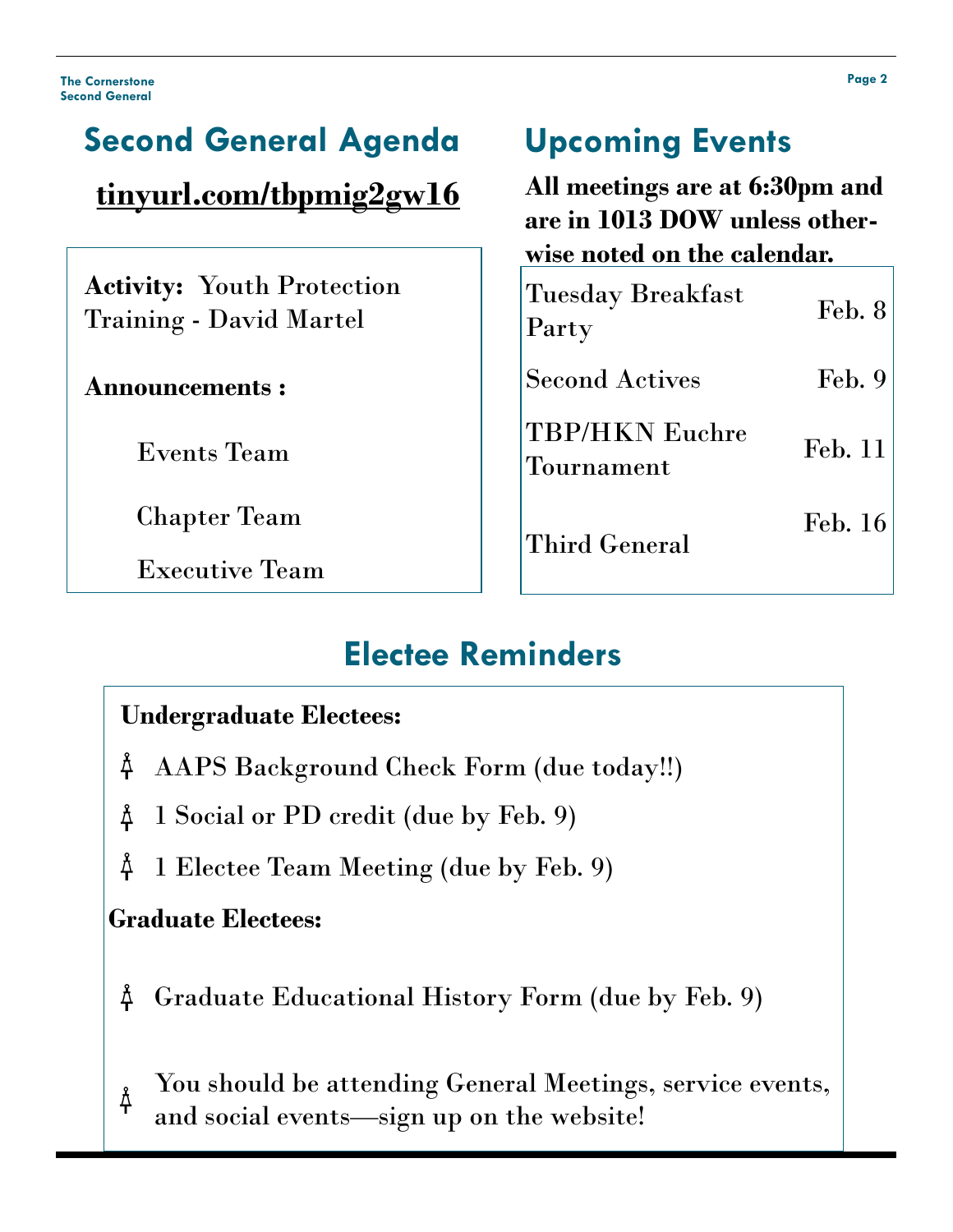## Second General Agenda

**tinyurl.com/tbpmig2gw16**

**Activity:** Youth Protection Training - David Martel

**Announcements :**

- Events Team
- Chapter Team
- Executive Team

## Upcoming Events

**All meetings are at 6:30pm and are in 1013 DOW unless otherwise noted on the calendar.**

| Event | Date |
| --- | --- |
| Tuesday Breakfast Party | Feb. 8 |
| Second Actives | Feb. 9 |
| TBP/HKN Euchre Tournament | Feb. 11 |
| Third General | Feb. 16 |

## Electee Reminders

**Undergraduate Electees:**

- AAPS Background Check Form (due today!!)
- 1 Social or PD credit (due by Feb. 9)
- 1 Electee Team Meeting (due by Feb. 9)

**Graduate Electees:**

- Graduate Educational History Form (due by Feb. 9)

- You should be attending General Meetings, service events, and social events—sign up on the website!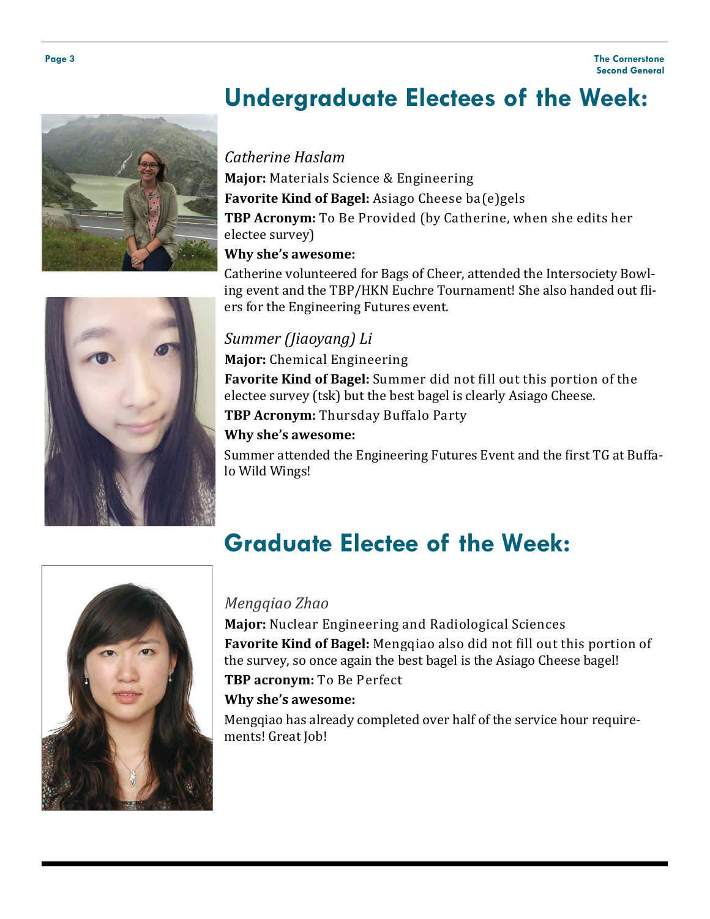# Undergraduate Electees of the Week:

*Catherine Haslam*

**Major:** Materials Science & Engineering

**Favorite Kind of Bagel:** Asiago Cheese ba(e)gels

**TBP Acronym:** To Be Provided (by Catherine, when she edits her electee survey)

**Why she's awesome:**

Catherine volunteered for Bags of Cheer, attended the Intersociety Bowling event and the TBP/HKN Euchre Tournament! She also handed out fliers for the Engineering Futures event.

*Summer (Jiaoyang) Li*

**Major:** Chemical Engineering

**Favorite Kind of Bagel:** Summer did not fill out this portion of the electee survey (tsk) but the best bagel is clearly Asiago Cheese.

**TBP Acronym:** Thursday Buffalo Party

**Why she's awesome:**

Summer attended the Engineering Futures Event and the first TG at Buffalo Wild Wings!

# Graduate Electee of the Week:

*Mengqiao Zhao*

**Major:** Nuclear Engineering and Radiological Sciences

**Favorite Kind of Bagel:** Mengqiao also did not fill out this portion of the survey, so once again the best bagel is the Asiago Cheese bagel!

**TBP acronym:** To Be Perfect

**Why she's awesome:**

Mengqiao has already completed over half of the service hour requirements! Great Job!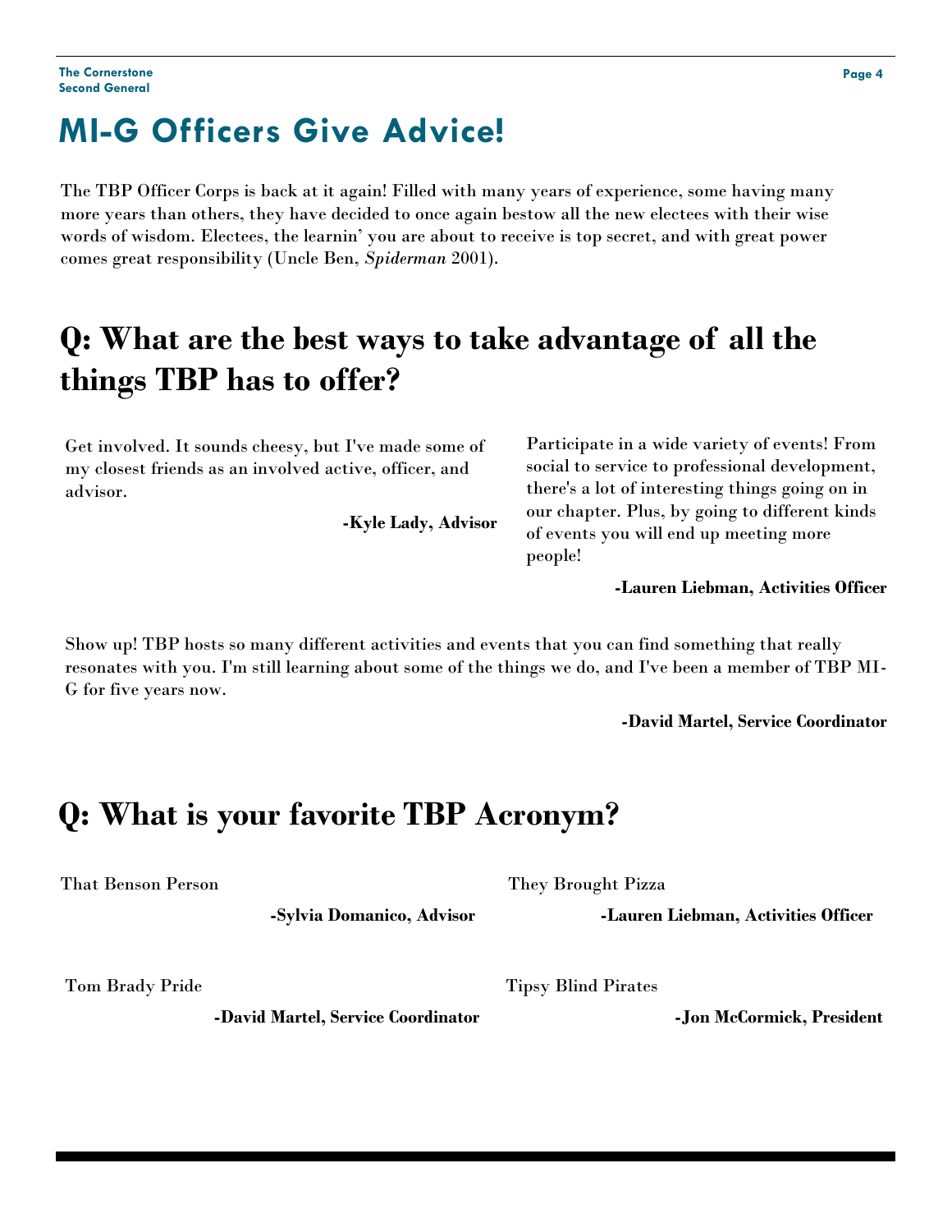# MI-G Officers Give Advice!

The TBP Officer Corps is back at it again! Filled with many years of experience, some having many more years than others, they have decided to once again bestow all the new electees with their wise words of wisdom. Electees, the learnin' you are about to receive is top secret, and with great power comes great responsibility (Uncle Ben, *Spiderman* 2001).

## Q: What are the best ways to take advantage of all the things TBP has to offer?

Get involved. It sounds cheesy, but I've made some of my closest friends as an involved active, officer, and advisor.

**-Kyle Lady, Advisor**

Participate in a wide variety of events! From social to service to professional development, there's a lot of interesting things going on in our chapter. Plus, by going to different kinds of events you will end up meeting more people!

**-Lauren Liebman, Activities Officer**

Show up! TBP hosts so many different activities and events that you can find something that really resonates with you. I'm still learning about some of the things we do, and I've been a member of TBP MI-G for five years now.

**-David Martel, Service Coordinator**

## Q: What is your favorite TBP Acronym?

That Benson Person

**-Sylvia Domanico, Advisor**

They Brought Pizza

**-Lauren Liebman, Activities Officer**

Tom Brady Pride

**-David Martel, Service Coordinator**

Tipsy Blind Pirates

**-Jon McCormick, President**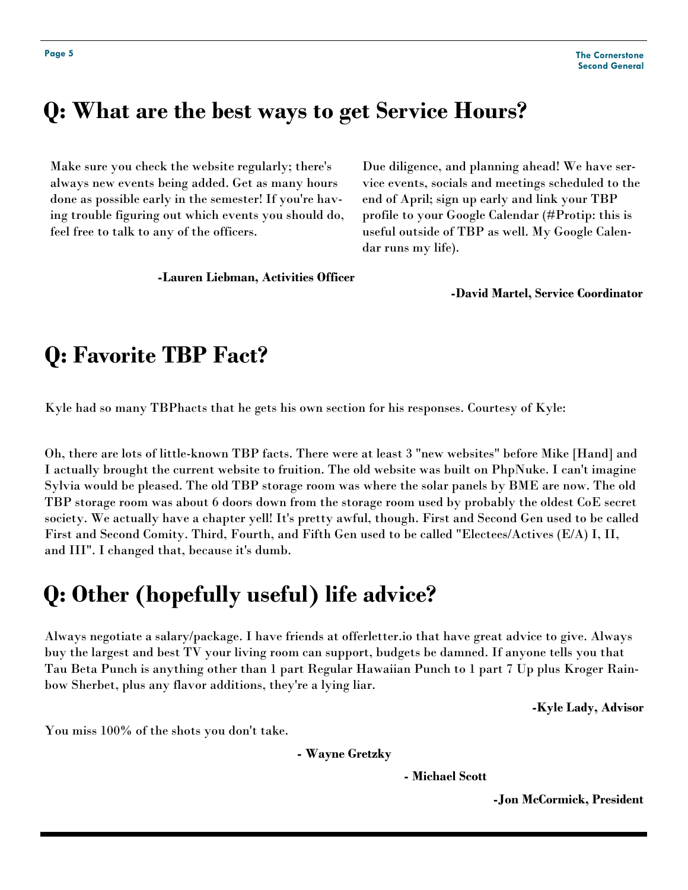## Q: What are the best ways to get Service Hours?

Make sure you check the website regularly; there's always new events being added. Get as many hours done as possible early in the semester! If you're having trouble figuring out which events you should do, feel free to talk to any of the officers.

**-Lauren Liebman, Activities Officer**

Due diligence, and planning ahead! We have service events, socials and meetings scheduled to the end of April; sign up early and link your TBP profile to your Google Calendar (#Protip: this is useful outside of TBP as well. My Google Calendar runs my life).

**-David Martel, Service Coordinator**

## Q: Favorite TBP Fact?

Kyle had so many TBPhacts that he gets his own section for his responses. Courtesy of Kyle:

Oh, there are lots of little-known TBP facts. There were at least 3 "new websites" before Mike [Hand] and I actually brought the current website to fruition. The old website was built on PhpNuke. I can't imagine Sylvia would be pleased. The old TBP storage room was where the solar panels by BME are now. The old TBP storage room was about 6 doors down from the storage room used by probably the oldest CoE secret society. We actually have a chapter yell! It's pretty awful, though. First and Second Gen used to be called First and Second Comity. Third, Fourth, and Fifth Gen used to be called "Electees/Actives (E/A) I, II, and III". I changed that, because it's dumb.

## Q: Other (hopefully useful) life advice?

Always negotiate a salary/package. I have friends at offerletter.io that have great advice to give. Always buy the largest and best TV your living room can support, budgets be damned. If anyone tells you that Tau Beta Punch is anything other than 1 part Regular Hawaiian Punch to 1 part 7 Up plus Kroger Rainbow Sherbet, plus any flavor additions, they're a lying liar.

**-Kyle Lady, Advisor**

You miss 100% of the shots you don't take.

**- Wayne Gretzky**

**- Michael Scott**

**-Jon McCormick, President**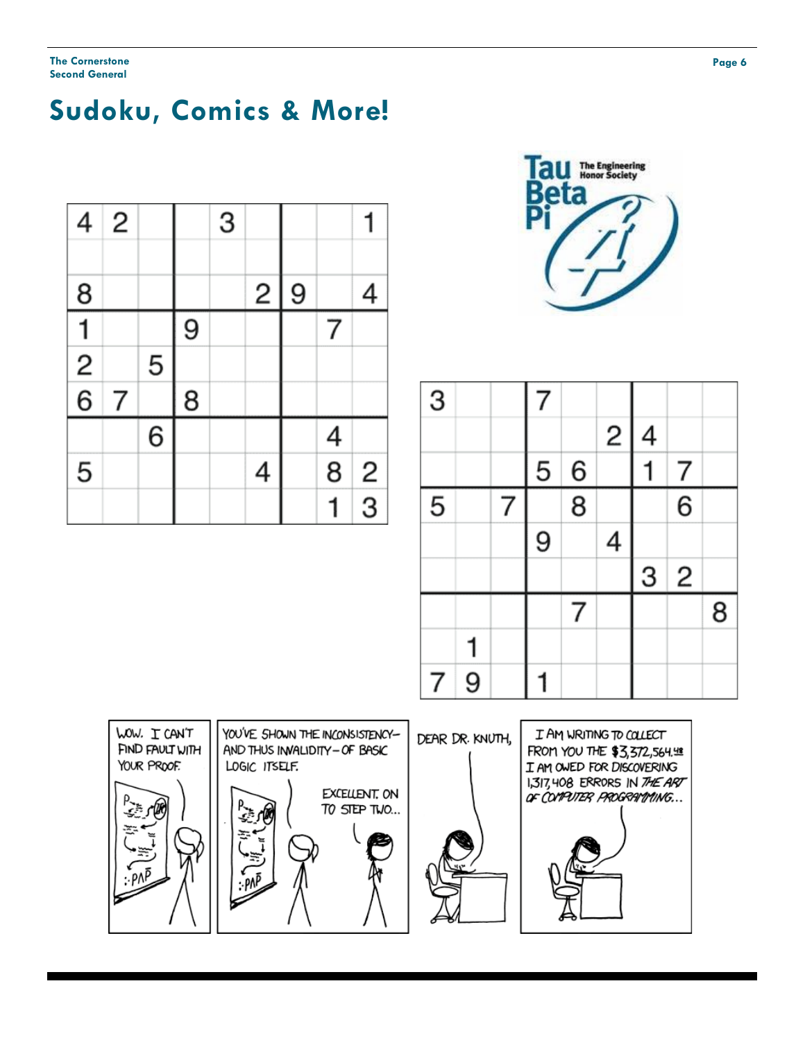# Sudoku, Comics & More!

| | | | | | | | | |
|---|---|---|---|---|---|---|---|---|
| 4 | 2 | | | 3 | | | | 1 |
| | | | | | | | | |
| 8 | | | | | 2 | 9 | | 4 |
| 1 | | | 9 | | | | 7 | |
| 2 | | 5 | | | | | | |
| 6 | 7 | | 8 | | | | | |
| | | 6 | | | | | 4 | |
| 5 | | | | | 4 | | 8 | 2 |
| | | | | | | | 1 | 3 |

| | | | | | | | | |
|---|---|---|---|---|---|---|---|---|
| 3 | | | 7 | | | | | |
| | | | | | 2 | 4 | | |
| | | | 5 | 6 | | 1 | 7 | |
| 5 | | 7 | | 8 | | | 6 | |
| | | | 9 | | 4 | | | |
| | | | | | | 3 | 2 | |
| | | | | 7 | | | | 8 |
| | 1 | | | | | | | |
| 7 | 9 | | 1 | | | | | |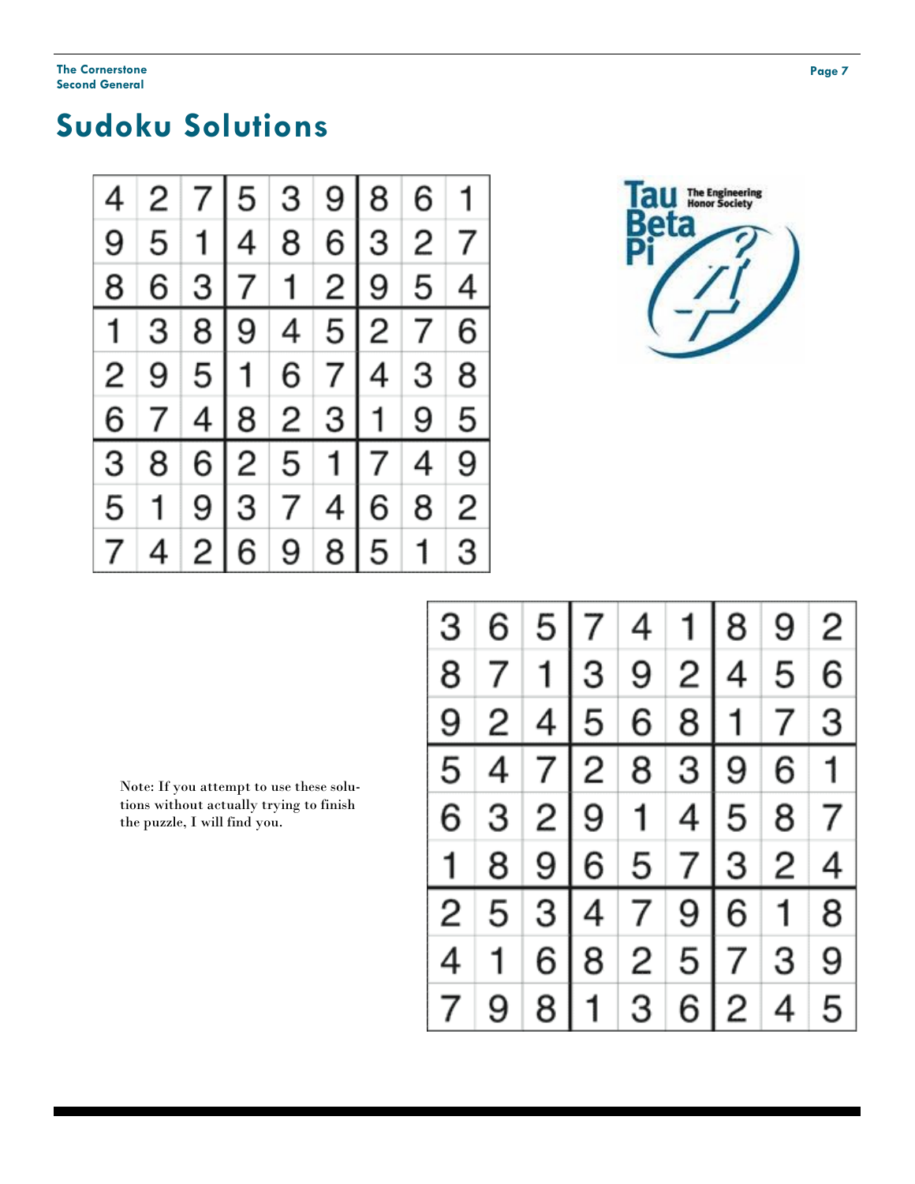# Sudoku Solutions

| | | | | | | | | |
|---|---|---|---|---|---|---|---|---|
| 4 | 2 | 7 | 5 | 3 | 9 | 8 | 6 | 1 |
| 9 | 5 | 1 | 4 | 8 | 6 | 3 | 2 | 7 |
| 8 | 6 | 3 | 7 | 1 | 2 | 9 | 5 | 4 |
| 1 | 3 | 8 | 9 | 4 | 5 | 2 | 7 | 6 |
| 2 | 9 | 5 | 1 | 6 | 7 | 4 | 3 | 8 |
| 6 | 7 | 4 | 8 | 2 | 3 | 1 | 9 | 5 |
| 3 | 8 | 6 | 2 | 5 | 1 | 7 | 4 | 9 |
| 5 | 1 | 9 | 3 | 7 | 4 | 6 | 8 | 2 |
| 7 | 4 | 2 | 6 | 9 | 8 | 5 | 1 | 3 |

Tau Beta Pi The Engineering Honor Society

| | | | | | | | | |
|---|---|---|---|---|---|---|---|---|
| 3 | 6 | 5 | 7 | 4 | 1 | 8 | 9 | 2 |
| 8 | 7 | 1 | 3 | 9 | 2 | 4 | 5 | 6 |
| 9 | 2 | 4 | 5 | 6 | 8 | 1 | 7 | 3 |
| 5 | 4 | 7 | 2 | 8 | 3 | 9 | 6 | 1 |
| 6 | 3 | 2 | 9 | 1 | 4 | 5 | 8 | 7 |
| 1 | 8 | 9 | 6 | 5 | 7 | 3 | 2 | 4 |
| 2 | 5 | 3 | 4 | 7 | 9 | 6 | 1 | 8 |
| 4 | 1 | 6 | 8 | 2 | 5 | 7 | 3 | 9 |
| 7 | 9 | 8 | 1 | 3 | 6 | 2 | 4 | 5 |

Note: If you attempt to use these solutions without actually trying to finish the puzzle, I will find you.